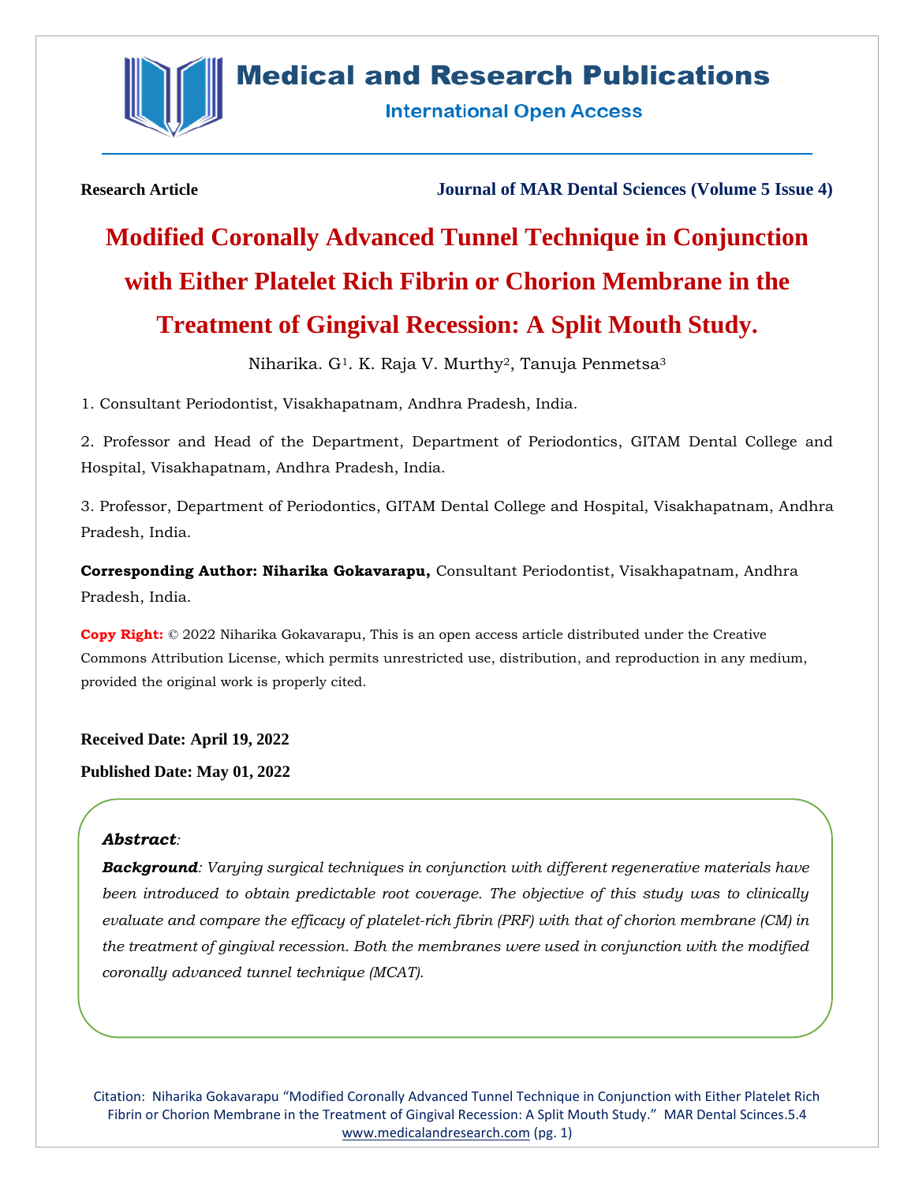**Research Article** **Journal of MAR Dental Sciences (Volume 5 Issue 4)**

# Modified Coronally Advanced Tunnel Technique in Conjunction with Either Platelet Rich Fibrin or Chorion Membrane in the Treatment of Gingival Recession: A Split Mouth Study.

Niharika. G[1]. K. Raja V. Murthy[2], Tanuja Penmetsa[3]

1. Consultant Periodontist, Visakhapatnam, Andhra Pradesh, India.

2. Professor and Head of the Department, Department of Periodontics, GITAM Dental College and Hospital, Visakhapatnam, Andhra Pradesh, India.

3. Professor, Department of Periodontics, GITAM Dental College and Hospital, Visakhapatnam, Andhra Pradesh, India.

**Corresponding Author: Niharika Gokavarapu,** Consultant Periodontist, Visakhapatnam, Andhra Pradesh, India.

**Copy Right:** © 2022 Niharika Gokavarapu, This is an open access article distributed under the Creative Commons Attribution License, which permits unrestricted use, distribution, and reproduction in any medium, provided the original work is properly cited.

**Received Date: April 19, 2022**

**Published Date: May 01, 2022**

***Abstract:***

***Background**: Varying surgical techniques in conjunction with different regenerative materials have been introduced to obtain predictable root coverage. The objective of this study was to clinically evaluate and compare the efficacy of platelet-rich fibrin (PRF) with that of chorion membrane (CM) in the treatment of gingival recession. Both the membranes were used in conjunction with the modified coronally advanced tunnel technique (MCAT).*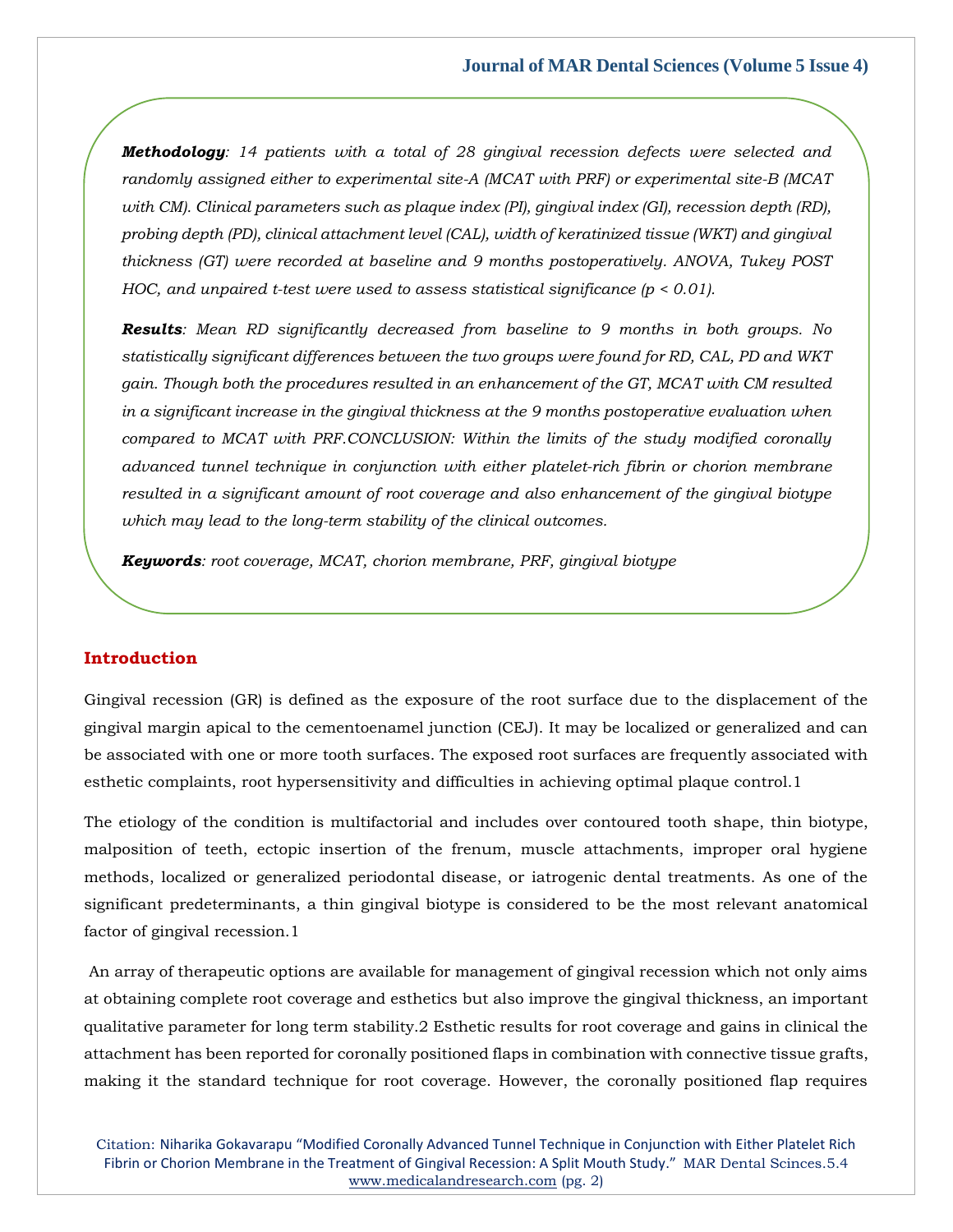***Methodology**: 14 patients with a total of 28 gingival recession defects were selected and randomly assigned either to experimental site-A (MCAT with PRF) or experimental site-B (MCAT with CM). Clinical parameters such as plaque index (PI), gingival index (GI), recession depth (RD), probing depth (PD), clinical attachment level (CAL), width of keratinized tissue (WKT) and gingival thickness (GT) were recorded at baseline and 9 months postoperatively. ANOVA, Tukey POST HOC, and unpaired t-test were used to assess statistical significance ($p < 0.01$).*

***Results**: Mean RD significantly decreased from baseline to 9 months in both groups. No statistically significant differences between the two groups were found for RD, CAL, PD and WKT gain. Though both the procedures resulted in an enhancement of the GT, MCAT with CM resulted in a significant increase in the gingival thickness at the 9 months postoperative evaluation when compared to MCAT with PRF.CONCLUSION: Within the limits of the study modified coronally advanced tunnel technique in conjunction with either platelet-rich fibrin or chorion membrane resulted in a significant amount of root coverage and also enhancement of the gingival biotype which may lead to the long-term stability of the clinical outcomes.*

***Keywords**: root coverage, MCAT, chorion membrane, PRF, gingival biotype*

## Introduction

Gingival recession (GR) is defined as the exposure of the root surface due to the displacement of the gingival margin apical to the cementoenamel junction (CEJ). It may be localized or generalized and can be associated with one or more tooth surfaces. The exposed root surfaces are frequently associated with esthetic complaints, root hypersensitivity and difficulties in achieving optimal plaque control.1

The etiology of the condition is multifactorial and includes over contoured tooth shape, thin biotype, malposition of teeth, ectopic insertion of the frenum, muscle attachments, improper oral hygiene methods, localized or generalized periodontal disease, or iatrogenic dental treatments. As one of the significant predeterminants, a thin gingival biotype is considered to be the most relevant anatomical factor of gingival recession.1

An array of therapeutic options are available for management of gingival recession which not only aims at obtaining complete root coverage and esthetics but also improve the gingival thickness, an important qualitative parameter for long term stability.2 Esthetic results for root coverage and gains in clinical the attachment has been reported for coronally positioned flaps in combination with connective tissue grafts, making it the standard technique for root coverage. However, the coronally positioned flap requires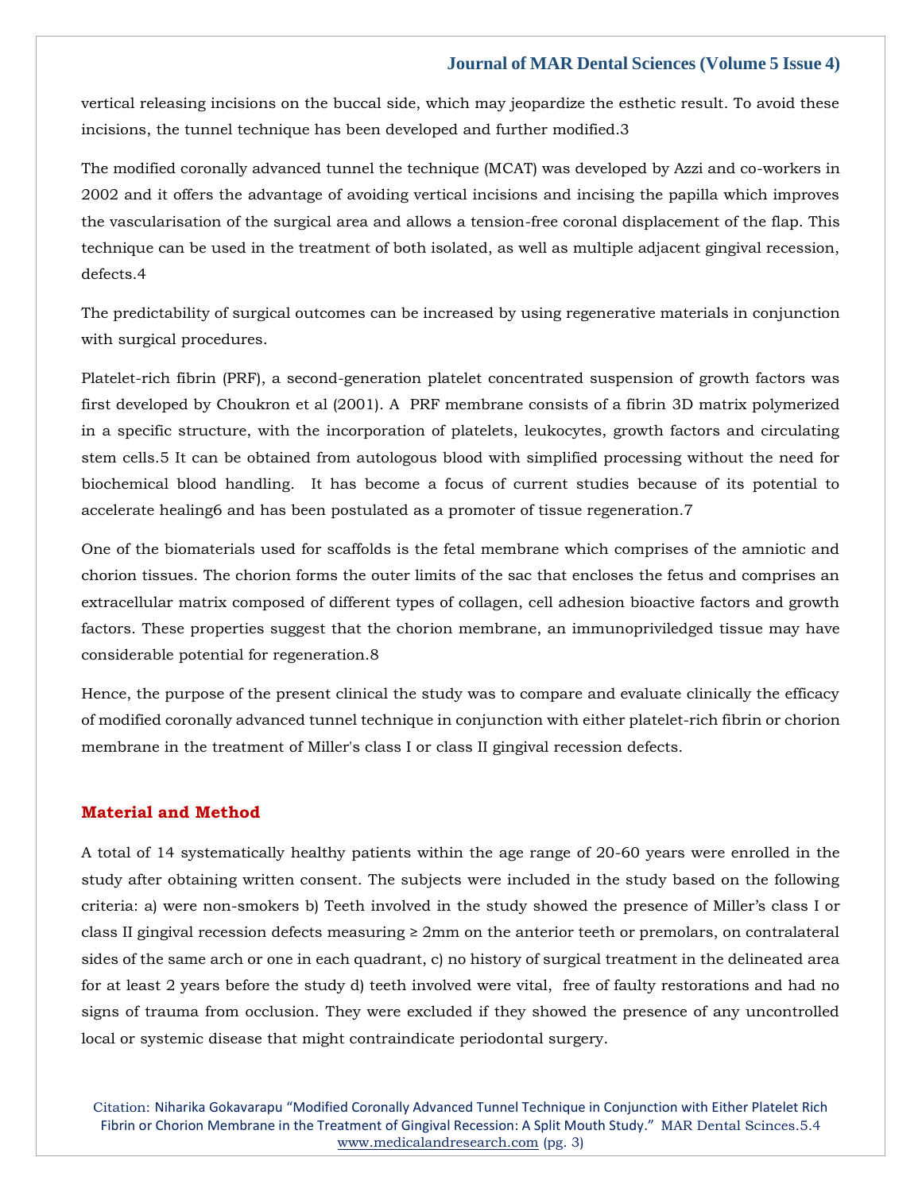vertical releasing incisions on the buccal side, which may jeopardize the esthetic result. To avoid these incisions, the tunnel technique has been developed and further modified.3

The modified coronally advanced tunnel the technique (MCAT) was developed by Azzi and co-workers in 2002 and it offers the advantage of avoiding vertical incisions and incising the papilla which improves the vascularisation of the surgical area and allows a tension-free coronal displacement of the flap. This technique can be used in the treatment of both isolated, as well as multiple adjacent gingival recession, defects.4

The predictability of surgical outcomes can be increased by using regenerative materials in conjunction with surgical procedures.

Platelet-rich fibrin (PRF), a second-generation platelet concentrated suspension of growth factors was first developed by Choukron et al (2001). A PRF membrane consists of a fibrin 3D matrix polymerized in a specific structure, with the incorporation of platelets, leukocytes, growth factors and circulating stem cells.5 It can be obtained from autologous blood with simplified processing without the need for biochemical blood handling. It has become a focus of current studies because of its potential to accelerate healing6 and has been postulated as a promoter of tissue regeneration.7

One of the biomaterials used for scaffolds is the fetal membrane which comprises of the amniotic and chorion tissues. The chorion forms the outer limits of the sac that encloses the fetus and comprises an extracellular matrix composed of different types of collagen, cell adhesion bioactive factors and growth factors. These properties suggest that the chorion membrane, an immunopriviledged tissue may have considerable potential for regeneration.8

Hence, the purpose of the present clinical the study was to compare and evaluate clinically the efficacy of modified coronally advanced tunnel technique in conjunction with either platelet-rich fibrin or chorion membrane in the treatment of Miller's class I or class II gingival recession defects.

## Material and Method

A total of 14 systematically healthy patients within the age range of 20-60 years were enrolled in the study after obtaining written consent. The subjects were included in the study based on the following criteria: a) were non-smokers b) Teeth involved in the study showed the presence of Miller's class I or class II gingival recession defects measuring ≥ 2mm on the anterior teeth or premolars, on contralateral sides of the same arch or one in each quadrant, c) no history of surgical treatment in the delineated area for at least 2 years before the study d) teeth involved were vital, free of faulty restorations and had no signs of trauma from occlusion. They were excluded if they showed the presence of any uncontrolled local or systemic disease that might contraindicate periodontal surgery.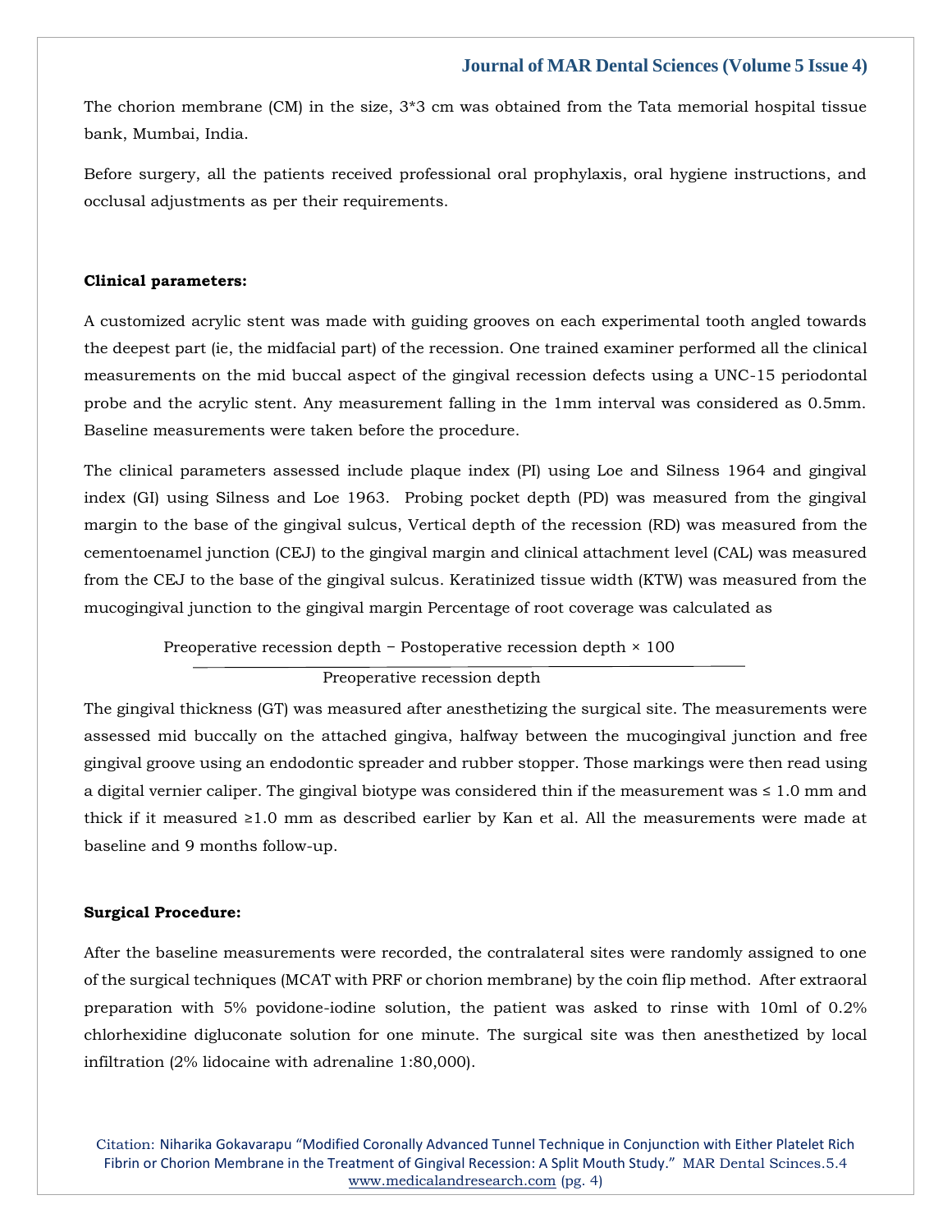The chorion membrane (CM) in the size, 3*3 cm was obtained from the Tata memorial hospital tissue bank, Mumbai, India.

Before surgery, all the patients received professional oral prophylaxis, oral hygiene instructions, and occlusal adjustments as per their requirements.

**Clinical parameters:**

A customized acrylic stent was made with guiding grooves on each experimental tooth angled towards the deepest part (ie, the midfacial part) of the recession. One trained examiner performed all the clinical measurements on the mid buccal aspect of the gingival recession defects using a UNC-15 periodontal probe and the acrylic stent. Any measurement falling in the 1mm interval was considered as 0.5mm. Baseline measurements were taken before the procedure.

The clinical parameters assessed include plaque index (PI) using Loe and Silness 1964 and gingival index (GI) using Silness and Loe 1963. Probing pocket depth (PD) was measured from the gingival margin to the base of the gingival sulcus, Vertical depth of the recession (RD) was measured from the cementoenamel junction (CEJ) to the gingival margin and clinical attachment level (CAL) was measured from the CEJ to the base of the gingival sulcus. Keratinized tissue width (KTW) was measured from the mucogingival junction to the gingival margin Percentage of root coverage was calculated as

$$\frac{\text{Preoperative recession depth} - \text{Postoperative recession depth} \times 100}{\text{Preoperative recession depth}}$$

The gingival thickness (GT) was measured after anesthetizing the surgical site. The measurements were assessed mid buccally on the attached gingiva, halfway between the mucogingival junction and free gingival groove using an endodontic spreader and rubber stopper. Those markings were then read using a digital vernier caliper. The gingival biotype was considered thin if the measurement was ≤ 1.0 mm and thick if it measured ≥1.0 mm as described earlier by Kan et al. All the measurements were made at baseline and 9 months follow-up.

**Surgical Procedure:**

After the baseline measurements were recorded, the contralateral sites were randomly assigned to one of the surgical techniques (MCAT with PRF or chorion membrane) by the coin flip method. After extraoral preparation with 5% povidone-iodine solution, the patient was asked to rinse with 10ml of 0.2% chlorhexidine digluconate solution for one minute. The surgical site was then anesthetized by local infiltration (2% lidocaine with adrenaline 1:80,000).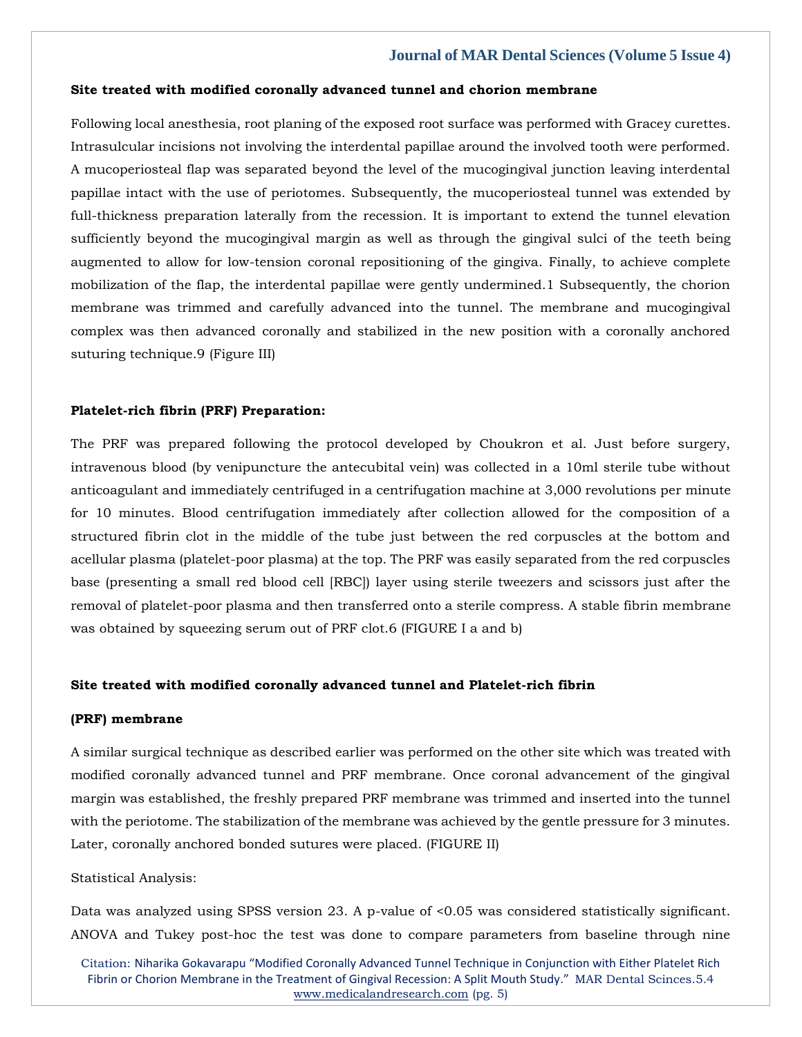**Site treated with modified coronally advanced tunnel and chorion membrane**

Following local anesthesia, root planing of the exposed root surface was performed with Gracey curettes. Intrasulcular incisions not involving the interdental papillae around the involved tooth were performed. A mucoperiosteal flap was separated beyond the level of the mucogingival junction leaving interdental papillae intact with the use of periotomes. Subsequently, the mucoperiosteal tunnel was extended by full-thickness preparation laterally from the recession. It is important to extend the tunnel elevation sufficiently beyond the mucogingival margin as well as through the gingival sulci of the teeth being augmented to allow for low-tension coronal repositioning of the gingiva. Finally, to achieve complete mobilization of the flap, the interdental papillae were gently undermined.1 Subsequently, the chorion membrane was trimmed and carefully advanced into the tunnel. The membrane and mucogingival complex was then advanced coronally and stabilized in the new position with a coronally anchored suturing technique.9 (Figure III)

**Platelet-rich fibrin (PRF) Preparation:**

The PRF was prepared following the protocol developed by Choukron et al. Just before surgery, intravenous blood (by venipuncture the antecubital vein) was collected in a 10ml sterile tube without anticoagulant and immediately centrifuged in a centrifugation machine at 3,000 revolutions per minute for 10 minutes. Blood centrifugation immediately after collection allowed for the composition of a structured fibrin clot in the middle of the tube just between the red corpuscles at the bottom and acellular plasma (platelet-poor plasma) at the top. The PRF was easily separated from the red corpuscles base (presenting a small red blood cell [RBC]) layer using sterile tweezers and scissors just after the removal of platelet-poor plasma and then transferred onto a sterile compress. A stable fibrin membrane was obtained by squeezing serum out of PRF clot.6 (FIGURE I a and b)

**Site treated with modified coronally advanced tunnel and Platelet-rich fibrin (PRF) membrane**

A similar surgical technique as described earlier was performed on the other site which was treated with modified coronally advanced tunnel and PRF membrane. Once coronal advancement of the gingival margin was established, the freshly prepared PRF membrane was trimmed and inserted into the tunnel with the periotome. The stabilization of the membrane was achieved by the gentle pressure for 3 minutes. Later, coronally anchored bonded sutures were placed. (FIGURE II)

Statistical Analysis:

Data was analyzed using SPSS version 23. A p-value of <0.05 was considered statistically significant. ANOVA and Tukey post-hoc the test was done to compare parameters from baseline through nine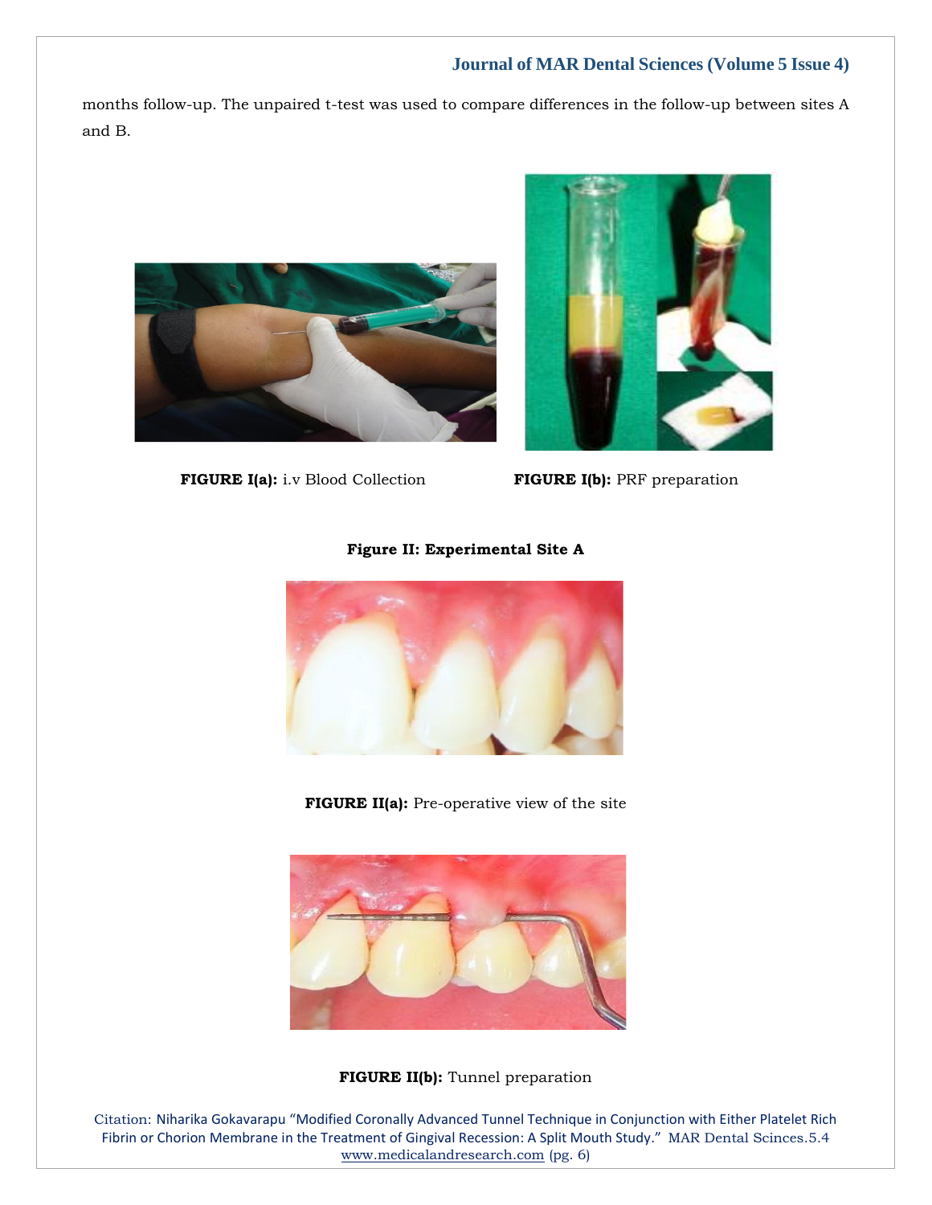months follow-up. The unpaired t-test was used to compare differences in the follow-up between sites A and B.

**FIGURE I(a):** i.v Blood Collection

**FIGURE I(b):** PRF preparation

**Figure II: Experimental Site A**

**FIGURE II(a):** Pre-operative view of the site

**FIGURE II(b):** Tunnel preparation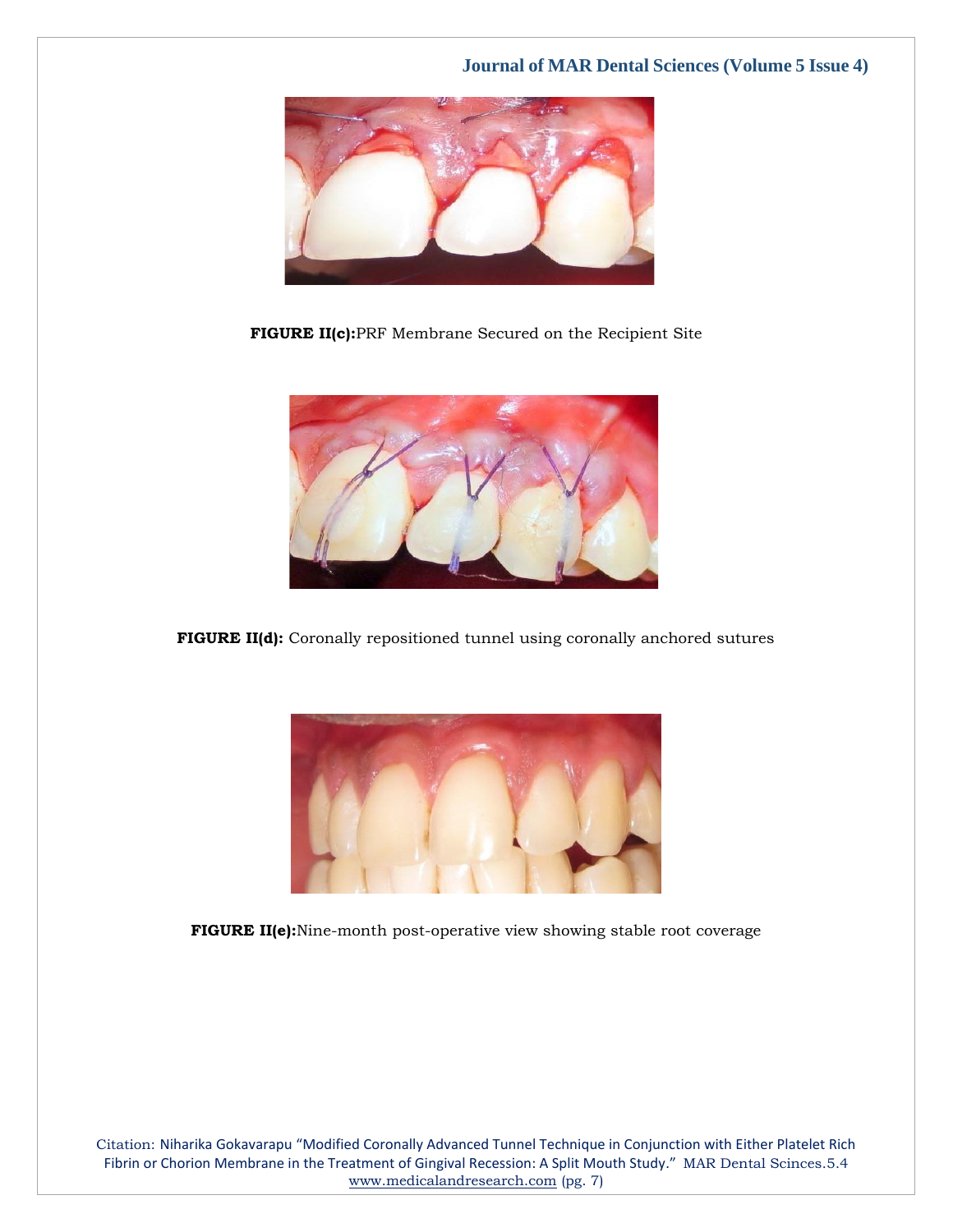**FIGURE II(c):**PRF Membrane Secured on the Recipient Site

**FIGURE II(d):** Coronally repositioned tunnel using coronally anchored sutures

**FIGURE II(e):**Nine-month post-operative view showing stable root coverage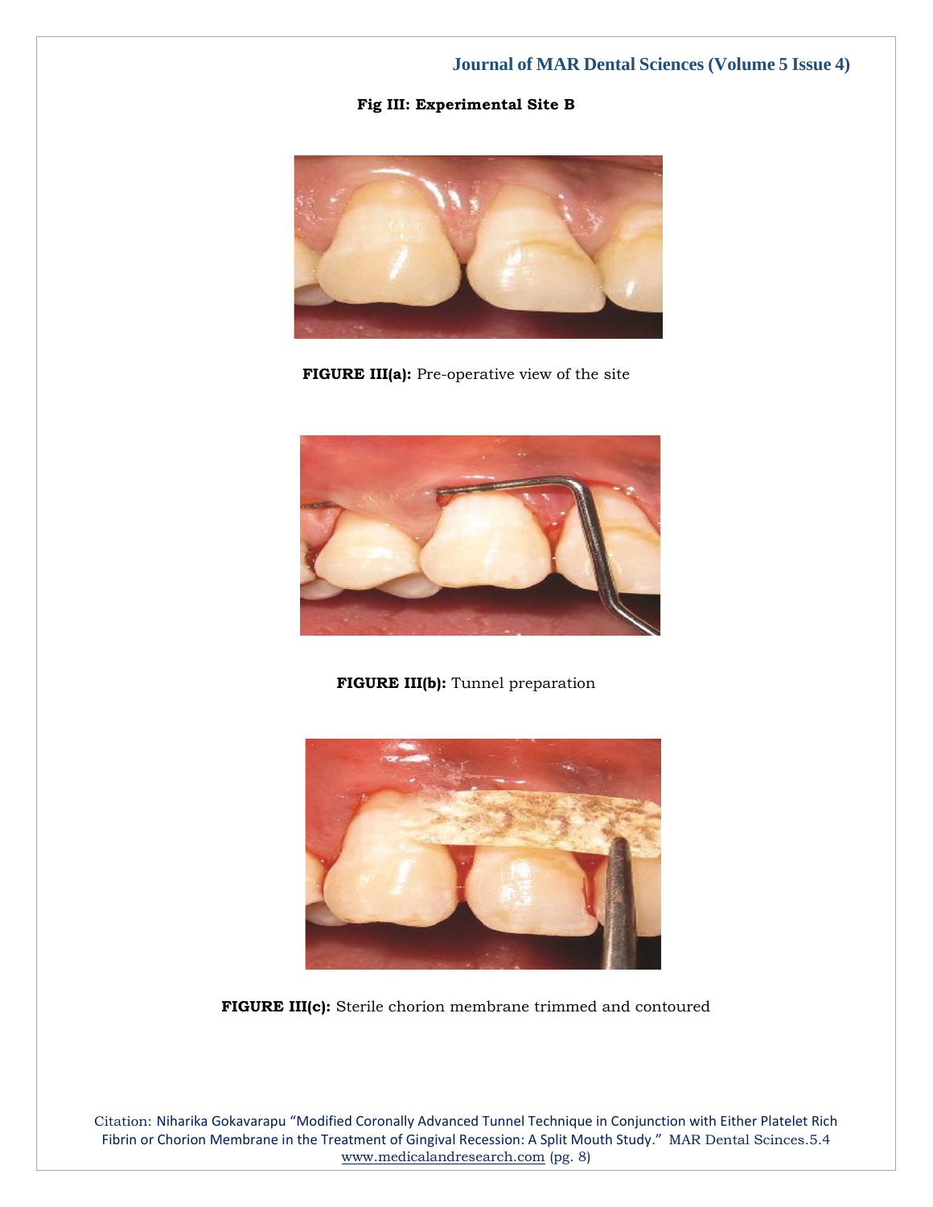**Fig III: Experimental Site B**

**FIGURE III(a):** Pre-operative view of the site

**FIGURE III(b):** Tunnel preparation

**FIGURE III(c):** Sterile chorion membrane trimmed and contoured

Citation: Niharika Gokavarapu "Modified Coronally Advanced Tunnel Technique in Conjunction with Either Platelet Rich Fibrin or Chorion Membrane in the Treatment of Gingival Recession: A Split Mouth Study." MAR Dental Scinces.5.4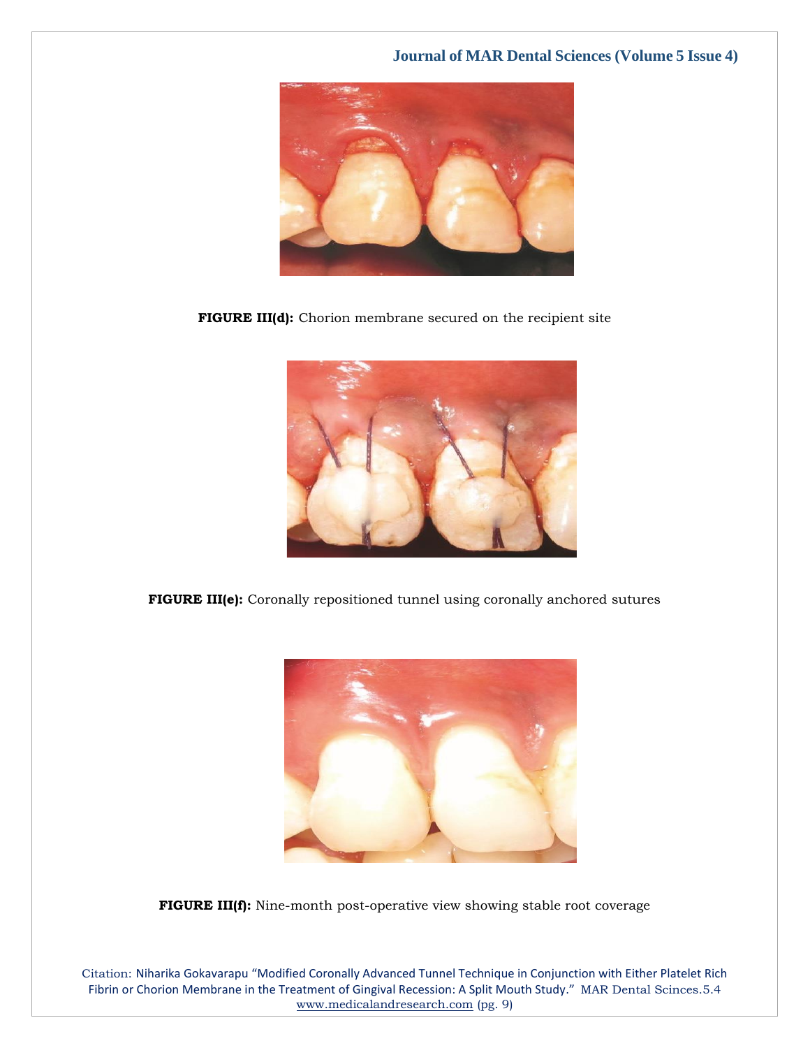**FIGURE III(d):** Chorion membrane secured on the recipient site

**FIGURE III(e):** Coronally repositioned tunnel using coronally anchored sutures

**FIGURE III(f):** Nine-month post-operative view showing stable root coverage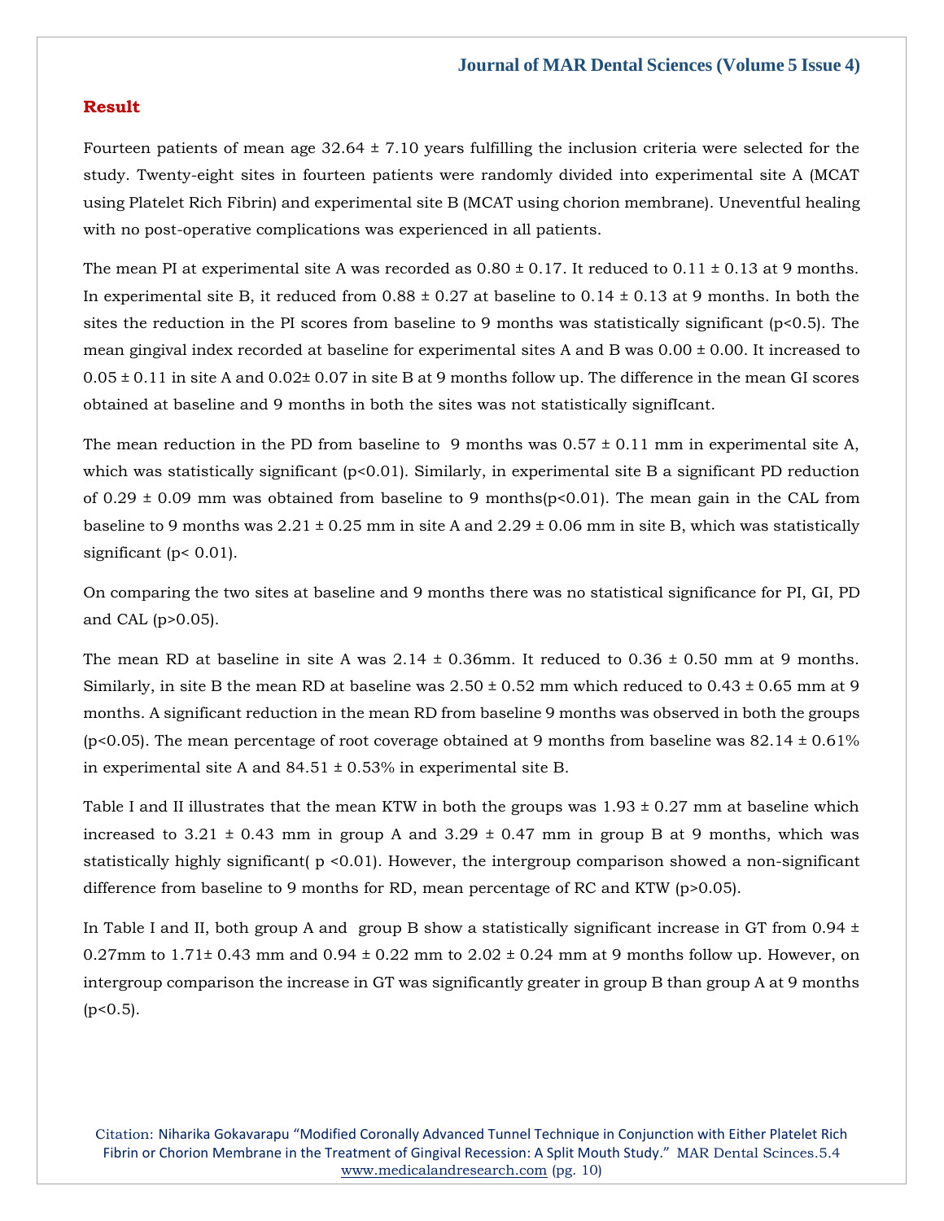## Result

Fourteen patients of mean age 32.64 ± 7.10 years fulfilling the inclusion criteria were selected for the study. Twenty-eight sites in fourteen patients were randomly divided into experimental site A (MCAT using Platelet Rich Fibrin) and experimental site B (MCAT using chorion membrane). Uneventful healing with no post-operative complications was experienced in all patients.

The mean PI at experimental site A was recorded as 0.80 ± 0.17. It reduced to 0.11 ± 0.13 at 9 months. In experimental site B, it reduced from 0.88 ± 0.27 at baseline to 0.14 ± 0.13 at 9 months. In both the sites the reduction in the PI scores from baseline to 9 months was statistically significant ($p<0.5$). The mean gingival index recorded at baseline for experimental sites A and B was 0.00 ± 0.00. It increased to 0.05 ± 0.11 in site A and 0.02± 0.07 in site B at 9 months follow up. The difference in the mean GI scores obtained at baseline and 9 months in both the sites was not statistically signifIcant.

The mean reduction in the PD from baseline to 9 months was 0.57 ± 0.11 mm in experimental site A, which was statistically significant ($p<0.01$). Similarly, in experimental site B a significant PD reduction of 0.29 ± 0.09 mm was obtained from baseline to 9 months($p<0.01$). The mean gain in the CAL from baseline to 9 months was 2.21 ± 0.25 mm in site A and 2.29 ± 0.06 mm in site B, which was statistically significant ($p< 0.01$).

On comparing the two sites at baseline and 9 months there was no statistical significance for PI, GI, PD and CAL ($p>0.05$).

The mean RD at baseline in site A was 2.14 ± 0.36mm. It reduced to 0.36 ± 0.50 mm at 9 months. Similarly, in site B the mean RD at baseline was 2.50 ± 0.52 mm which reduced to 0.43 ± 0.65 mm at 9 months. A significant reduction in the mean RD from baseline 9 months was observed in both the groups ($p<0.05$). The mean percentage of root coverage obtained at 9 months from baseline was 82.14 ± 0.61% in experimental site A and 84.51 ± 0.53% in experimental site B.

Table I and II illustrates that the mean KTW in both the groups was 1.93 ± 0.27 mm at baseline which increased to 3.21 ± 0.43 mm in group A and 3.29 ± 0.47 mm in group B at 9 months, which was statistically highly significant( $p <0.01$). However, the intergroup comparison showed a non-significant difference from baseline to 9 months for RD, mean percentage of RC and KTW ($p>0.05$).

In Table I and II, both group A and group B show a statistically significant increase in GT from 0.94 ± 0.27mm to 1.71± 0.43 mm and 0.94 ± 0.22 mm to 2.02 ± 0.24 mm at 9 months follow up. However, on intergroup comparison the increase in GT was significantly greater in group B than group A at 9 months ($p<0.5$).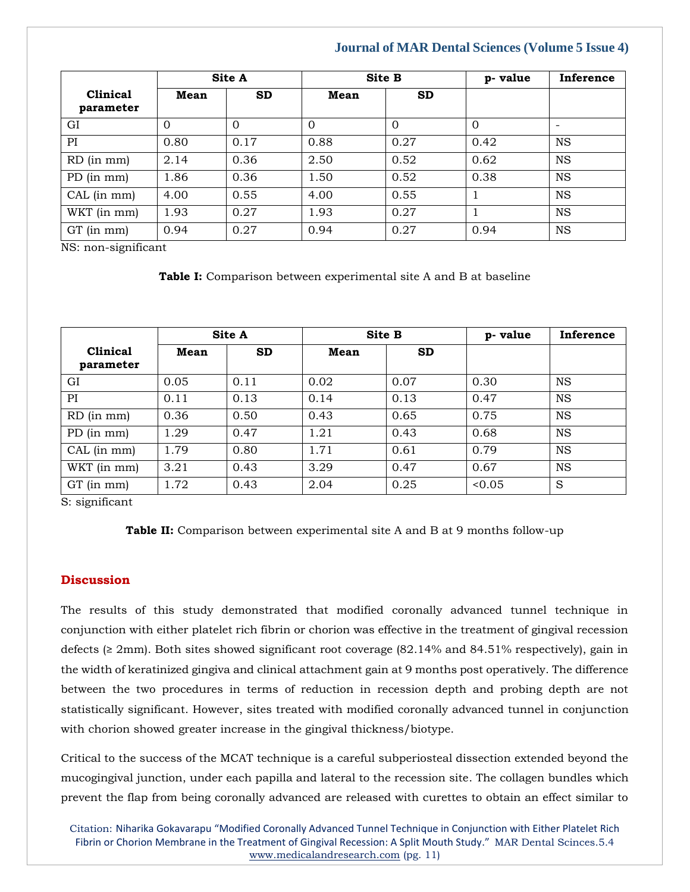| Clinical parameter | Site A | | Site B | | p- value | Inference |
|---|---|---|---|---|---|---|
| | Mean | SD | Mean | SD | | |
| GI | 0 | 0 | 0 | 0 | 0 | - |
| PI | 0.80 | 0.17 | 0.88 | 0.27 | 0.42 | NS |
| RD (in mm) | 2.14 | 0.36 | 2.50 | 0.52 | 0.62 | NS |
| PD (in mm) | 1.86 | 0.36 | 1.50 | 0.52 | 0.38 | NS |
| CAL (in mm) | 4.00 | 0.55 | 4.00 | 0.55 | 1 | NS |
| WKT (in mm) | 1.93 | 0.27 | 1.93 | 0.27 | 1 | NS |
| GT (in mm) | 0.94 | 0.27 | 0.94 | 0.27 | 0.94 | NS |

NS: non-significant

**Table I:** Comparison between experimental site A and B at baseline

| Clinical parameter | Site A | | Site B | | p- value | Inference |
|---|---|---|---|---|---|---|
| | Mean | SD | Mean | SD | | |
| GI | 0.05 | 0.11 | 0.02 | 0.07 | 0.30 | NS |
| PI | 0.11 | 0.13 | 0.14 | 0.13 | 0.47 | NS |
| RD (in mm) | 0.36 | 0.50 | 0.43 | 0.65 | 0.75 | NS |
| PD (in mm) | 1.29 | 0.47 | 1.21 | 0.43 | 0.68 | NS |
| CAL (in mm) | 1.79 | 0.80 | 1.71 | 0.61 | 0.79 | NS |
| WKT (in mm) | 3.21 | 0.43 | 3.29 | 0.47 | 0.67 | NS |
| GT (in mm) | 1.72 | 0.43 | 2.04 | 0.25 | <0.05 | S |

S: significant

**Table II:** Comparison between experimental site A and B at 9 months follow-up

## Discussion

The results of this study demonstrated that modified coronally advanced tunnel technique in conjunction with either platelet rich fibrin or chorion was effective in the treatment of gingival recession defects (≥ 2mm). Both sites showed significant root coverage (82.14% and 84.51% respectively), gain in the width of keratinized gingiva and clinical attachment gain at 9 months post operatively. The difference between the two procedures in terms of reduction in recession depth and probing depth are not statistically significant. However, sites treated with modified coronally advanced tunnel in conjunction with chorion showed greater increase in the gingival thickness/biotype.

Critical to the success of the MCAT technique is a careful subperiosteal dissection extended beyond the mucogingival junction, under each papilla and lateral to the recession site. The collagen bundles which prevent the flap from being coronally advanced are released with curettes to obtain an effect similar to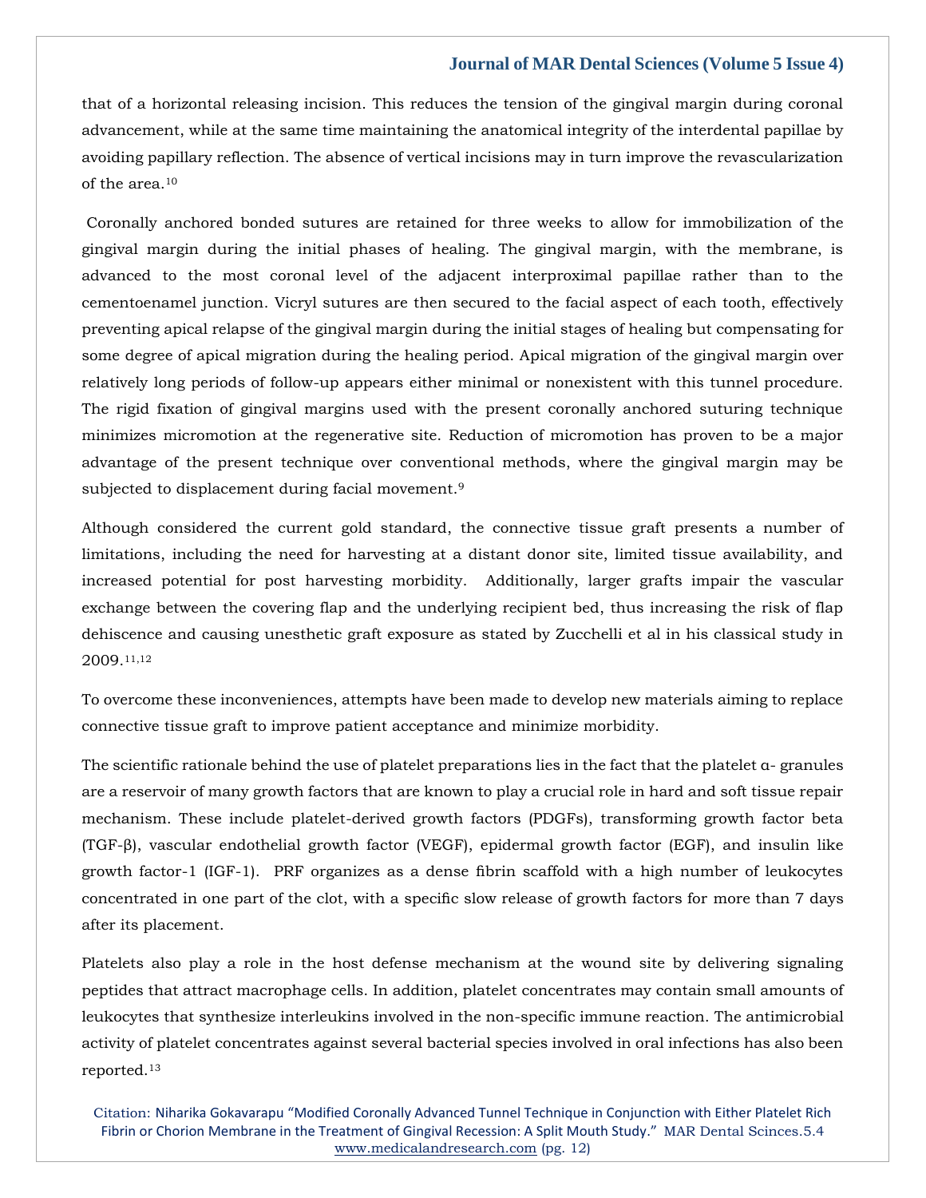that of a horizontal releasing incision. This reduces the tension of the gingival margin during coronal advancement, while at the same time maintaining the anatomical integrity of the interdental papillae by avoiding papillary reflection. The absence of vertical incisions may in turn improve the revascularization of the area.[10]

Coronally anchored bonded sutures are retained for three weeks to allow for immobilization of the gingival margin during the initial phases of healing. The gingival margin, with the membrane, is advanced to the most coronal level of the adjacent interproximal papillae rather than to the cementoenamel junction. Vicryl sutures are then secured to the facial aspect of each tooth, effectively preventing apical relapse of the gingival margin during the initial stages of healing but compensating for some degree of apical migration during the healing period. Apical migration of the gingival margin over relatively long periods of follow-up appears either minimal or nonexistent with this tunnel procedure. The rigid fixation of gingival margins used with the present coronally anchored suturing technique minimizes micromotion at the regenerative site. Reduction of micromotion has proven to be a major advantage of the present technique over conventional methods, where the gingival margin may be subjected to displacement during facial movement.[9]

Although considered the current gold standard, the connective tissue graft presents a number of limitations, including the need for harvesting at a distant donor site, limited tissue availability, and increased potential for post harvesting morbidity. Additionally, larger grafts impair the vascular exchange between the covering flap and the underlying recipient bed, thus increasing the risk of flap dehiscence and causing unesthetic graft exposure as stated by Zucchelli et al in his classical study in 2009.[11,12]

To overcome these inconveniences, attempts have been made to develop new materials aiming to replace connective tissue graft to improve patient acceptance and minimize morbidity.

The scientific rationale behind the use of platelet preparations lies in the fact that the platelet α- granules are a reservoir of many growth factors that are known to play a crucial role in hard and soft tissue repair mechanism. These include platelet-derived growth factors (PDGFs), transforming growth factor beta (TGF-β), vascular endothelial growth factor (VEGF), epidermal growth factor (EGF), and insulin like growth factor-1 (IGF-1). PRF organizes as a dense fibrin scaffold with a high number of leukocytes concentrated in one part of the clot, with a specific slow release of growth factors for more than 7 days after its placement.

Platelets also play a role in the host defense mechanism at the wound site by delivering signaling peptides that attract macrophage cells. In addition, platelet concentrates may contain small amounts of leukocytes that synthesize interleukins involved in the non-specific immune reaction. The antimicrobial activity of platelet concentrates against several bacterial species involved in oral infections has also been reported.[13]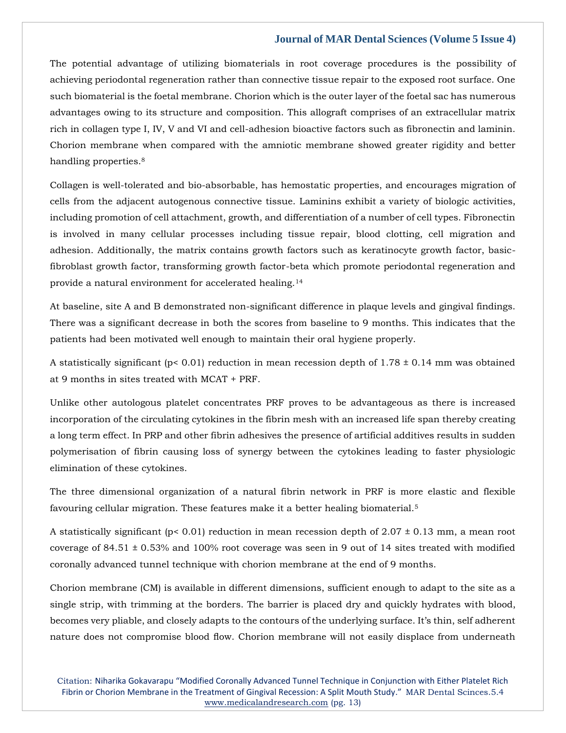The potential advantage of utilizing biomaterials in root coverage procedures is the possibility of achieving periodontal regeneration rather than connective tissue repair to the exposed root surface. One such biomaterial is the foetal membrane. Chorion which is the outer layer of the foetal sac has numerous advantages owing to its structure and composition. This allograft comprises of an extracellular matrix rich in collagen type I, IV, V and VI and cell-adhesion bioactive factors such as fibronectin and laminin. Chorion membrane when compared with the amniotic membrane showed greater rigidity and better handling properties.[8]

Collagen is well-tolerated and bio-absorbable, has hemostatic properties, and encourages migration of cells from the adjacent autogenous connective tissue. Laminins exhibit a variety of biologic activities, including promotion of cell attachment, growth, and differentiation of a number of cell types. Fibronectin is involved in many cellular processes including tissue repair, blood clotting, cell migration and adhesion. Additionally, the matrix contains growth factors such as keratinocyte growth factor, basic-fibroblast growth factor, transforming growth factor-beta which promote periodontal regeneration and provide a natural environment for accelerated healing.[14]

At baseline, site A and B demonstrated non-significant difference in plaque levels and gingival findings. There was a significant decrease in both the scores from baseline to 9 months. This indicates that the patients had been motivated well enough to maintain their oral hygiene properly.

A statistically significant ($p < 0.01$) reduction in mean recession depth of 1.78 ± 0.14 mm was obtained at 9 months in sites treated with MCAT + PRF.

Unlike other autologous platelet concentrates PRF proves to be advantageous as there is increased incorporation of the circulating cytokines in the fibrin mesh with an increased life span thereby creating a long term effect. In PRP and other fibrin adhesives the presence of artificial additives results in sudden polymerisation of fibrin causing loss of synergy between the cytokines leading to faster physiologic elimination of these cytokines.

The three dimensional organization of a natural fibrin network in PRF is more elastic and flexible favouring cellular migration. These features make it a better healing biomaterial.[5]

A statistically significant ($p < 0.01$) reduction in mean recession depth of 2.07 ± 0.13 mm, a mean root coverage of 84.51 ± 0.53% and 100% root coverage was seen in 9 out of 14 sites treated with modified coronally advanced tunnel technique with chorion membrane at the end of 9 months.

Chorion membrane (CM) is available in different dimensions, sufficient enough to adapt to the site as a single strip, with trimming at the borders. The barrier is placed dry and quickly hydrates with blood, becomes very pliable, and closely adapts to the contours of the underlying surface. It's thin, self adherent nature does not compromise blood flow. Chorion membrane will not easily displace from underneath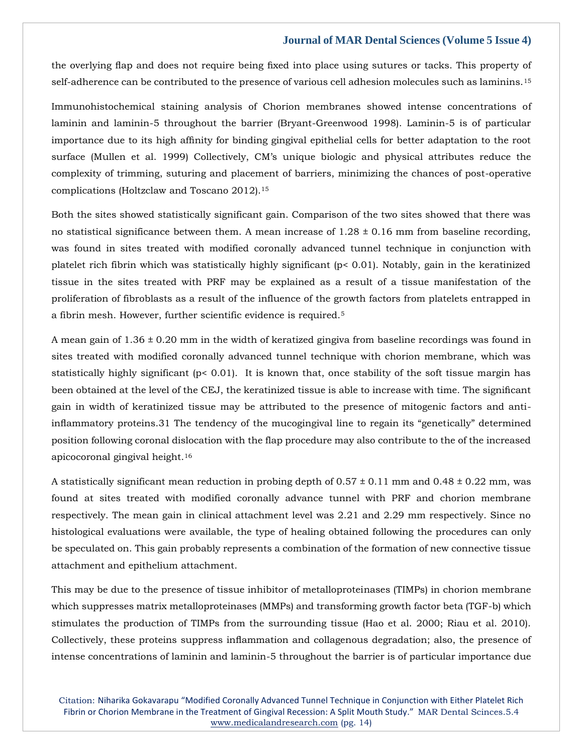the overlying flap and does not require being fixed into place using sutures or tacks. This property of self-adherence can be contributed to the presence of various cell adhesion molecules such as laminins.[15]

Immunohistochemical staining analysis of Chorion membranes showed intense concentrations of laminin and laminin-5 throughout the barrier (Bryant-Greenwood 1998). Laminin-5 is of particular importance due to its high affinity for binding gingival epithelial cells for better adaptation to the root surface (Mullen et al. 1999) Collectively, CM's unique biologic and physical attributes reduce the complexity of trimming, suturing and placement of barriers, minimizing the chances of post-operative complications (Holtzclaw and Toscano 2012).[15]

Both the sites showed statistically significant gain. Comparison of the two sites showed that there was no statistical significance between them. A mean increase of 1.28 ± 0.16 mm from baseline recording, was found in sites treated with modified coronally advanced tunnel technique in conjunction with platelet rich fibrin which was statistically highly significant ($p < 0.01$). Notably, gain in the keratinized tissue in the sites treated with PRF may be explained as a result of a tissue manifestation of the proliferation of fibroblasts as a result of the influence of the growth factors from platelets entrapped in a fibrin mesh. However, further scientific evidence is required.[5]

A mean gain of 1.36 ± 0.20 mm in the width of keratized gingiva from baseline recordings was found in sites treated with modified coronally advanced tunnel technique with chorion membrane, which was statistically highly significant ($p < 0.01$). It is known that, once stability of the soft tissue margin has been obtained at the level of the CEJ, the keratinized tissue is able to increase with time. The significant gain in width of keratinized tissue may be attributed to the presence of mitogenic factors and anti-inflammatory proteins.31 The tendency of the mucogingival line to regain its "genetically" determined position following coronal dislocation with the flap procedure may also contribute to the of the increased apicocoronal gingival height.[16]

A statistically significant mean reduction in probing depth of 0.57 ± 0.11 mm and 0.48 ± 0.22 mm, was found at sites treated with modified coronally advance tunnel with PRF and chorion membrane respectively. The mean gain in clinical attachment level was 2.21 and 2.29 mm respectively. Since no histological evaluations were available, the type of healing obtained following the procedures can only be speculated on. This gain probably represents a combination of the formation of new connective tissue attachment and epithelium attachment.

This may be due to the presence of tissue inhibitor of metalloproteinases (TIMPs) in chorion membrane which suppresses matrix metalloproteinases (MMPs) and transforming growth factor beta (TGF-b) which stimulates the production of TIMPs from the surrounding tissue (Hao et al. 2000; Riau et al. 2010). Collectively, these proteins suppress inflammation and collagenous degradation; also, the presence of intense concentrations of laminin and laminin-5 throughout the barrier is of particular importance due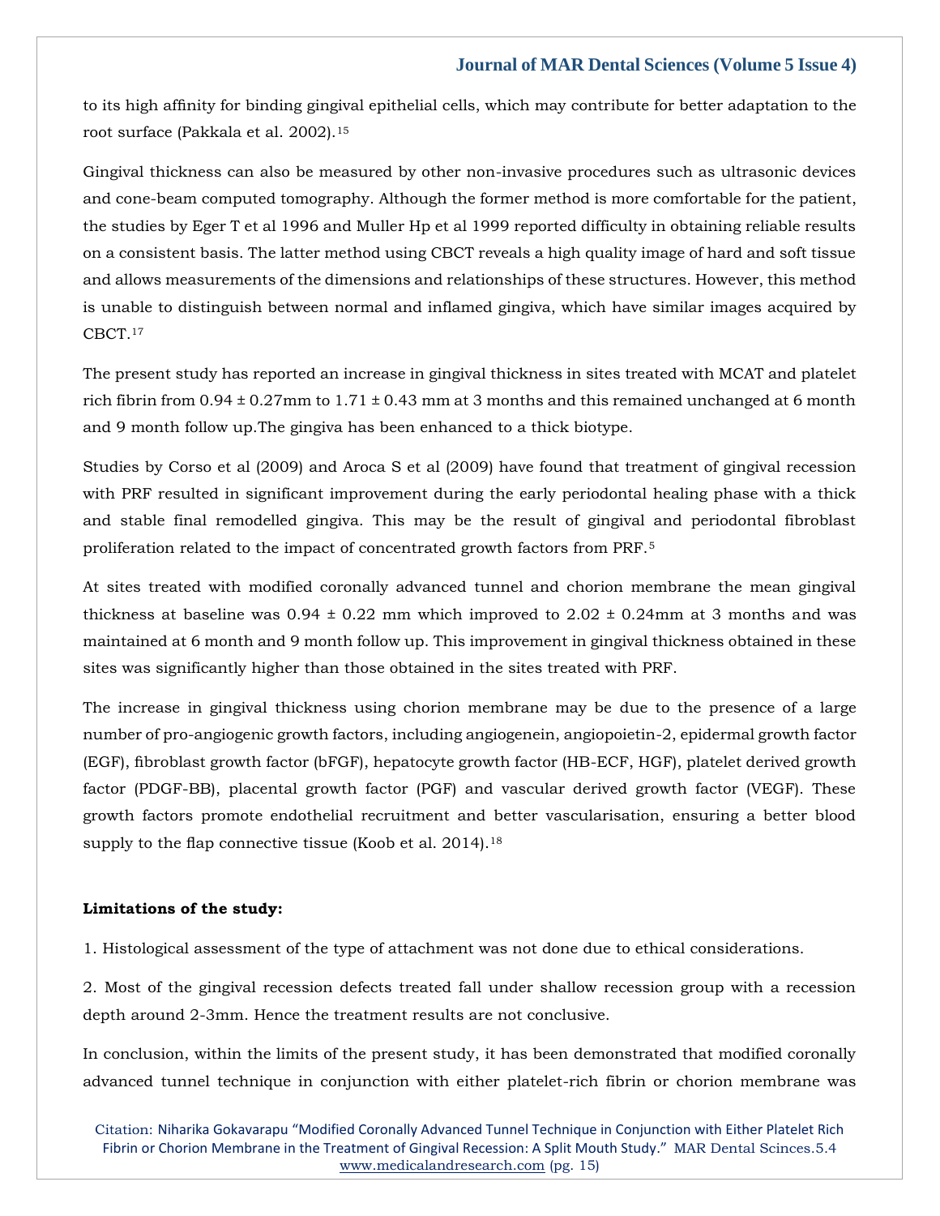to its high affinity for binding gingival epithelial cells, which may contribute for better adaptation to the root surface (Pakkala et al. 2002).[15]

Gingival thickness can also be measured by other non-invasive procedures such as ultrasonic devices and cone-beam computed tomography. Although the former method is more comfortable for the patient, the studies by Eger T et al 1996 and Muller Hp et al 1999 reported difficulty in obtaining reliable results on a consistent basis. The latter method using CBCT reveals a high quality image of hard and soft tissue and allows measurements of the dimensions and relationships of these structures. However, this method is unable to distinguish between normal and inflamed gingiva, which have similar images acquired by CBCT.[17]

The present study has reported an increase in gingival thickness in sites treated with MCAT and platelet rich fibrin from 0.94 ± 0.27mm to 1.71 ± 0.43 mm at 3 months and this remained unchanged at 6 month and 9 month follow up.The gingiva has been enhanced to a thick biotype.

Studies by Corso et al (2009) and Aroca S et al (2009) have found that treatment of gingival recession with PRF resulted in significant improvement during the early periodontal healing phase with a thick and stable final remodelled gingiva. This may be the result of gingival and periodontal fibroblast proliferation related to the impact of concentrated growth factors from PRF.[5]

At sites treated with modified coronally advanced tunnel and chorion membrane the mean gingival thickness at baseline was 0.94 ± 0.22 mm which improved to 2.02 ± 0.24mm at 3 months and was maintained at 6 month and 9 month follow up. This improvement in gingival thickness obtained in these sites was significantly higher than those obtained in the sites treated with PRF.

The increase in gingival thickness using chorion membrane may be due to the presence of a large number of pro-angiogenic growth factors, including angiogenein, angiopoietin-2, epidermal growth factor (EGF), fibroblast growth factor (bFGF), hepatocyte growth factor (HB-ECF, HGF), platelet derived growth factor (PDGF-BB), placental growth factor (PGF) and vascular derived growth factor (VEGF). These growth factors promote endothelial recruitment and better vascularisation, ensuring a better blood supply to the flap connective tissue (Koob et al. 2014).[18]

**Limitations of the study:**

1. Histological assessment of the type of attachment was not done due to ethical considerations.

2. Most of the gingival recession defects treated fall under shallow recession group with a recession depth around 2-3mm. Hence the treatment results are not conclusive.

In conclusion, within the limits of the present study, it has been demonstrated that modified coronally advanced tunnel technique in conjunction with either platelet-rich fibrin or chorion membrane was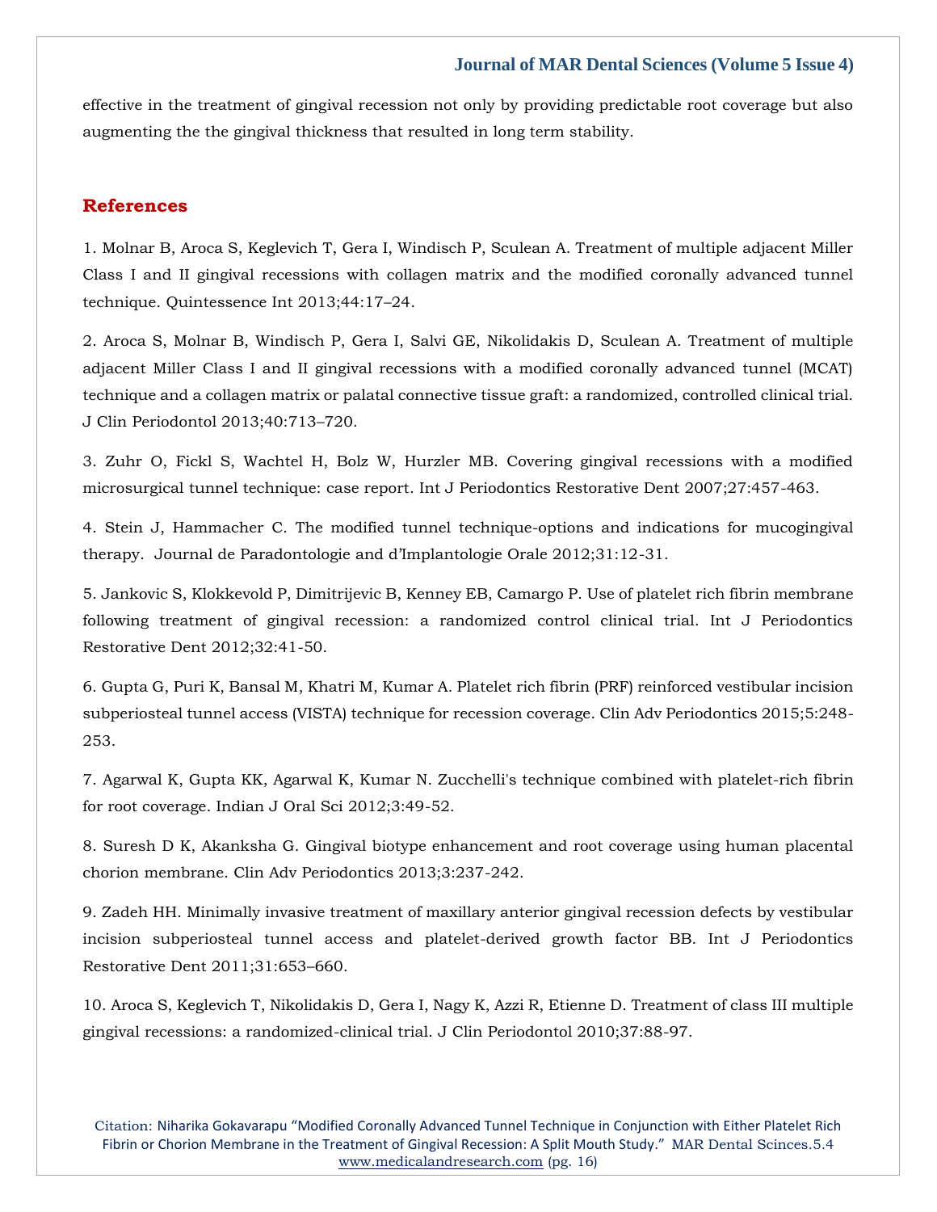effective in the treatment of gingival recession not only by providing predictable root coverage but also augmenting the the gingival thickness that resulted in long term stability.

## References

1. Molnar B, Aroca S, Keglevich T, Gera I, Windisch P, Sculean A. Treatment of multiple adjacent Miller Class I and II gingival recessions with collagen matrix and the modified coronally advanced tunnel technique. Quintessence Int 2013;44:17–24.

2. Aroca S, Molnar B, Windisch P, Gera I, Salvi GE, Nikolidakis D, Sculean A. Treatment of multiple adjacent Miller Class I and II gingival recessions with a modified coronally advanced tunnel (MCAT) technique and a collagen matrix or palatal connective tissue graft: a randomized, controlled clinical trial. J Clin Periodontol 2013;40:713–720.

3. Zuhr O, Fickl S, Wachtel H, Bolz W, Hurzler MB. Covering gingival recessions with a modified microsurgical tunnel technique: case report. Int J Periodontics Restorative Dent 2007;27:457-463.

4. Stein J, Hammacher C. The modified tunnel technique-options and indications for mucogingival therapy. Journal de Paradontologie and d'Implantologie Orale 2012;31:12-31.

5. Jankovic S, Klokkevold P, Dimitrijevic B, Kenney EB, Camargo P. Use of platelet rich fibrin membrane following treatment of gingival recession: a randomized control clinical trial. Int J Periodontics Restorative Dent 2012;32:41-50.

6. Gupta G, Puri K, Bansal M, Khatri M, Kumar A. Platelet rich fibrin (PRF) reinforced vestibular incision subperiosteal tunnel access (VISTA) technique for recession coverage. Clin Adv Periodontics 2015;5:248-253.

7. Agarwal K, Gupta KK, Agarwal K, Kumar N. Zucchelli's technique combined with platelet-rich fibrin for root coverage. Indian J Oral Sci 2012;3:49-52.

8. Suresh D K, Akanksha G. Gingival biotype enhancement and root coverage using human placental chorion membrane. Clin Adv Periodontics 2013;3:237-242.

9. Zadeh HH. Minimally invasive treatment of maxillary anterior gingival recession defects by vestibular incision subperiosteal tunnel access and platelet-derived growth factor BB. Int J Periodontics Restorative Dent 2011;31:653–660.

10. Aroca S, Keglevich T, Nikolidakis D, Gera I, Nagy K, Azzi R, Etienne D. Treatment of class III multiple gingival recessions: a randomized-clinical trial. J Clin Periodontol 2010;37:88-97.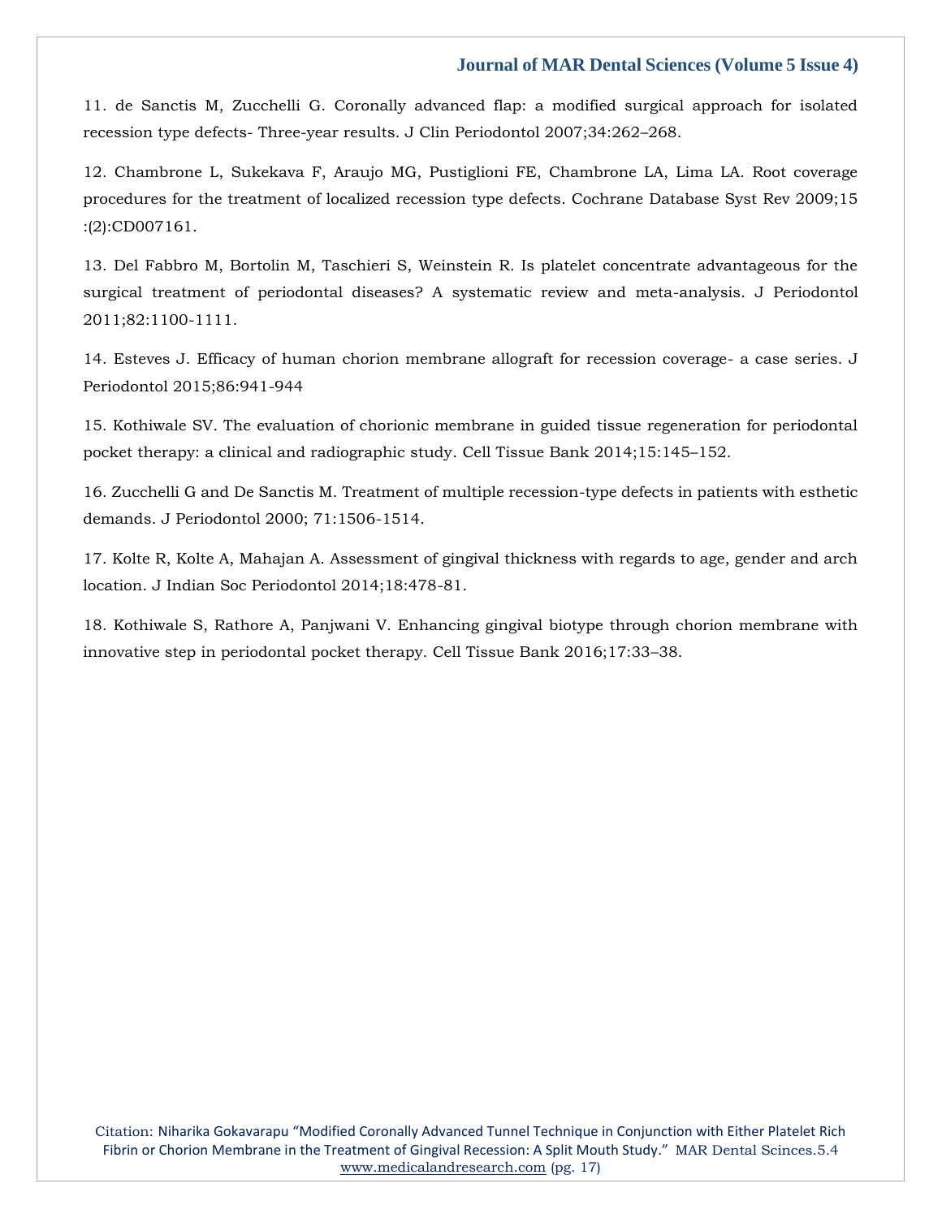11. de Sanctis M, Zucchelli G. Coronally advanced flap: a modified surgical approach for isolated recession type defects- Three-year results. J Clin Periodontol 2007;34:262–268.

12. Chambrone L, Sukekava F, Araujo MG, Pustiglioni FE, Chambrone LA, Lima LA. Root coverage procedures for the treatment of localized recession type defects. Cochrane Database Syst Rev 2009;15 :(2):CD007161.

13. Del Fabbro M, Bortolin M, Taschieri S, Weinstein R. Is platelet concentrate advantageous for the surgical treatment of periodontal diseases? A systematic review and meta-analysis. J Periodontol 2011;82:1100-1111.

14. Esteves J. Efficacy of human chorion membrane allograft for recession coverage- a case series. J Periodontol 2015;86:941-944

15. Kothiwale SV. The evaluation of chorionic membrane in guided tissue regeneration for periodontal pocket therapy: a clinical and radiographic study. Cell Tissue Bank 2014;15:145–152.

16. Zucchelli G and De Sanctis M. Treatment of multiple recession-type defects in patients with esthetic demands. J Periodontol 2000; 71:1506-1514.

17. Kolte R, Kolte A, Mahajan A. Assessment of gingival thickness with regards to age, gender and arch location. J Indian Soc Periodontol 2014;18:478-81.

18. Kothiwale S, Rathore A, Panjwani V. Enhancing gingival biotype through chorion membrane with innovative step in periodontal pocket therapy. Cell Tissue Bank 2016;17:33–38.